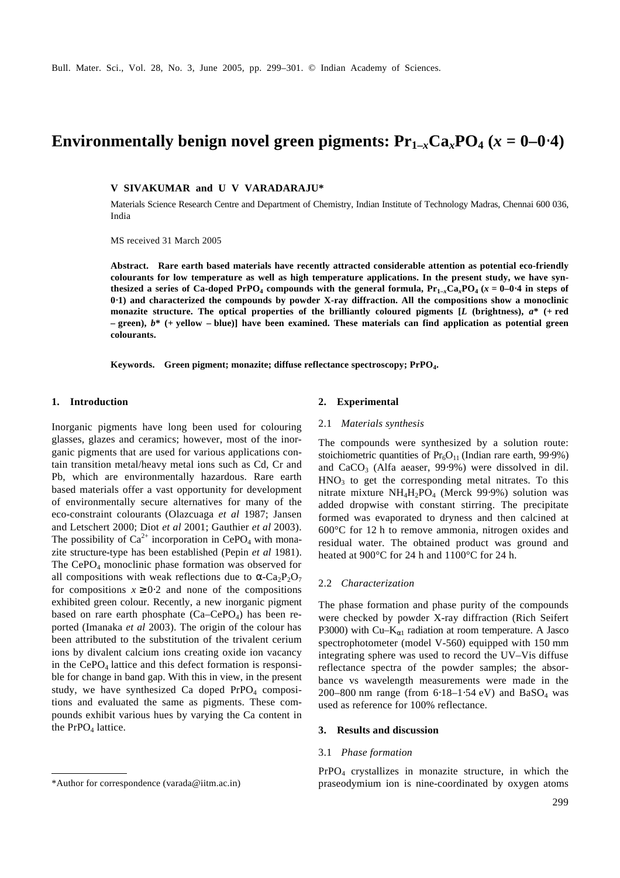# Environmentally benign novel green pigments: $Pr_{1-x}Ca_xPO_4$ ($x$ = 0–0·4)

**V SIVAKUMAR and U V VARADARAJU***

Materials Science Research Centre and Department of Chemistry, Indian Institute of Technology Madras, Chennai 600 036, India

MS received 31 March 2005

**Abstract. Rare earth based materials have recently attracted considerable attention as potential eco-friendly colourants for low temperature as well as high temperature applications. In the present study, we have synthesized a series of Ca-doped $PrPO_4$ compounds with the general formula, $Pr_{1-x}Ca_xPO_4$ ($x$ = 0–0·4 in steps of 0·1) and characterized the compounds by powder X-ray diffraction. All the compositions show a monoclinic monazite structure. The optical properties of the brilliantly coloured pigments [*L* (brightness), *a** (+ red – green), *b** (+ yellow – blue)] have been examined. These materials can find application as potential green colourants.**

**Keywords. Green pigment; monazite; diffuse reflectance spectroscopy; $PrPO_4$.**

## 1. Introduction

Inorganic pigments have long been used for colouring glasses, glazes and ceramics; however, most of the inorganic pigments that are used for various applications contain transition metal/heavy metal ions such as Cd, Cr and Pb, which are environmentally hazardous. Rare earth based materials offer a vast opportunity for development of environmentally secure alternatives for many of the eco-constraint colourants (Olazcuaga *et al* 1987; Jansen and Letschert 2000; Diot *et al* 2001; Gauthier *et al* 2003). The possibility of $Ca^{2+}$ incorporation in $CePO_4$ with monazite structure-type has been established (Pepin *et al* 1981). The $CePO_4$ monoclinic phase formation was observed for all compositions with weak reflections due to $\alpha$-$Ca_2P_2O_7$ for compositions $x \geq 0{\cdot}2$ and none of the compositions exhibited green colour. Recently, a new inorganic pigment based on rare earth phosphate (Ca–$CePO_4$) has been reported (Imanaka *et al* 2003). The origin of the colour has been attributed to the substitution of the trivalent cerium ions by divalent calcium ions creating oxide ion vacancy in the $CePO_4$ lattice and this defect formation is responsible for change in band gap. With this in view, in the present study, we have synthesized Ca doped $PrPO_4$ compositions and evaluated the same as pigments. These compounds exhibit various hues by varying the Ca content in the $PrPO_4$ lattice.

## 2. Experimental

### 2.1 *Materials synthesis*

The compounds were synthesized by a solution route: stoichiometric quantities of $Pr_6O_{11}$ (Indian rare earth, 99·9%) and $CaCO_3$ (Alfa aeaser, 99·9%) were dissolved in dil. $HNO_3$ to get the corresponding metal nitrates. To this nitrate mixture $NH_4H_2PO_4$ (Merck 99·9%) solution was added dropwise with constant stirring. The precipitate formed was evaporated to dryness and then calcined at 600°C for 12 h to remove ammonia, nitrogen oxides and residual water. The obtained product was ground and heated at 900°C for 24 h and 1100°C for 24 h.

### 2.2 *Characterization*

The phase formation and phase purity of the compounds were checked by powder X-ray diffraction (Rich Seifert P3000) with Cu–$K_{\alpha 1}$ radiation at room temperature. A Jasco spectrophotometer (model V-560) equipped with 150 mm integrating sphere was used to record the UV–Vis diffuse reflectance spectra of the powder samples; the absorbance vs wavelength measurements were made in the 200–800 nm range (from 6·18–1·54 eV) and $BaSO_4$ was used as reference for 100% reflectance.

## 3. Results and discussion

### 3.1 *Phase formation*

$PrPO_4$ crystallizes in monazite structure, in which the praseodymium ion is nine-coordinated by oxygen atoms

*Author for correspondence (varada@iitm.ac.in)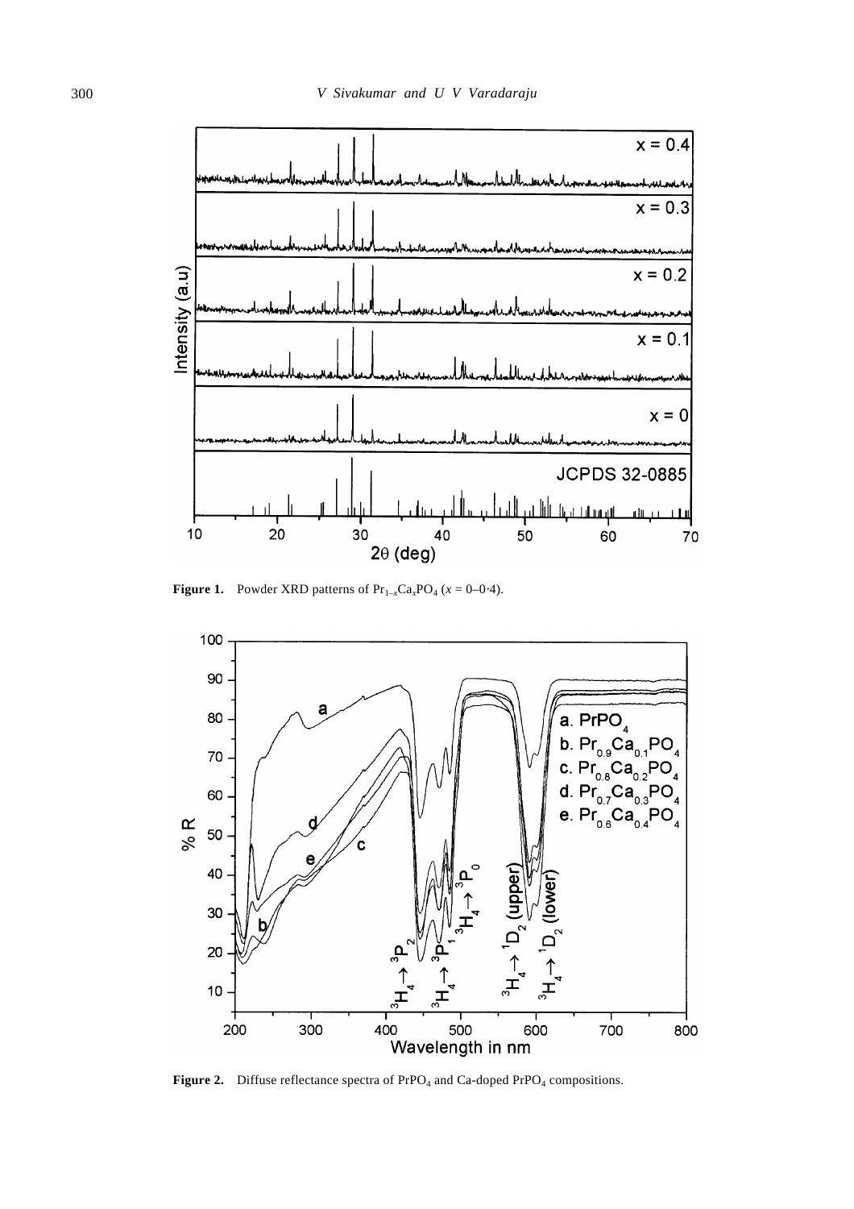**Figure 1.** Powder XRD patterns of $Pr_{1-x}Ca_xPO_4$ ($x$ = 0–0·4).

**Figure 2.** Diffuse reflectance spectra of $PrPO_4$ and Ca-doped $PrPO_4$ compositions.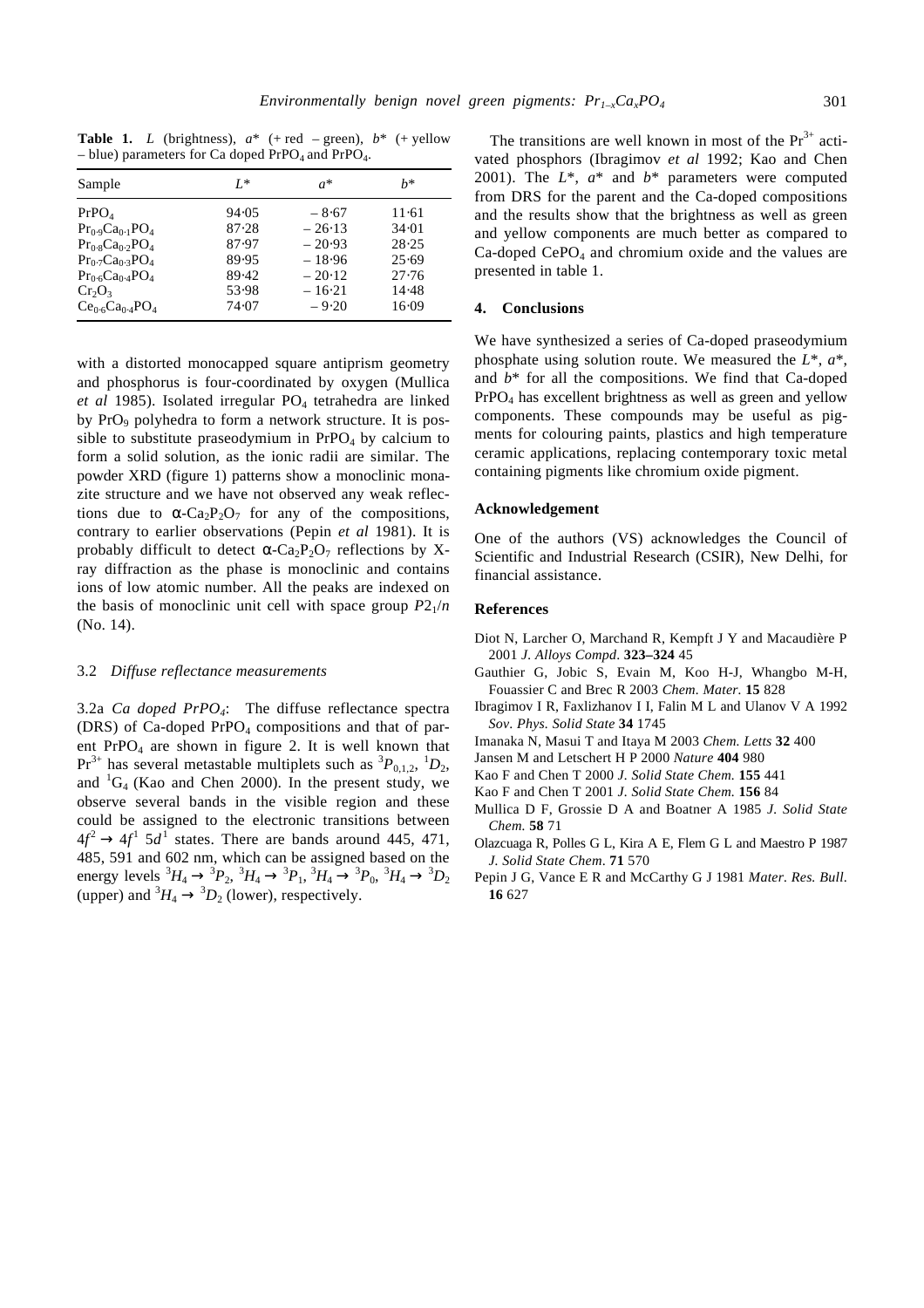**Table 1.** $L$ (brightness), $a^*$ (+ red – green), $b^*$ (+ yellow – blue) parameters for Ca doped $PrPO_4$ and $PrPO_4$.

| Sample | $L^*$ | $a^*$ | $b^*$ |
|---|---|---|---|
| $PrPO_4$ | 94·05 | – 8·67 | 11·61 |
| $Pr_{0·9}Ca_{0·1}PO_4$ | 87·28 | – 26·13 | 34·01 |
| $Pr_{0·8}Ca_{0·2}PO_4$ | 87·97 | – 20·93 | 28·25 |
| $Pr_{0·7}Ca_{0·3}PO_4$ | 89·95 | – 18·96 | 25·69 |
| $Pr_{0·6}Ca_{0·4}PO_4$ | 89·42 | – 20·12 | 27·76 |
| $Cr_2O_3$ | 53·98 | – 16·21 | 14·48 |
| $Ce_{0·6}Ca_{0·4}PO_4$ | 74·07 | – 9·20 | 16·09 |

with a distorted monocapped square antiprism geometry and phosphorus is four-coordinated by oxygen (Mullica *et al* 1985). Isolated irregular $PO_4$ tetrahedra are linked by $PrO_9$ polyhedra to form a network structure. It is possible to substitute praseodymium in $PrPO_4$ by calcium to form a solid solution, as the ionic radii are similar. The powder XRD (figure 1) patterns show a monoclinic monazite structure and we have not observed any weak reflections due to $\alpha$-$Ca_2P_2O_7$ for any of the compositions, contrary to earlier observations (Pepin *et al* 1981). It is probably difficult to detect $\alpha$-$Ca_2P_2O_7$ reflections by X-ray diffraction as the phase is monoclinic and contains ions of low atomic number. All the peaks are indexed on the basis of monoclinic unit cell with space group $P2_1/n$ (No. 14).

### 3.2 *Diffuse reflectance measurements*

3.2a *Ca doped $PrPO_4$*: The diffuse reflectance spectra (DRS) of Ca-doped $PrPO_4$ compositions and that of parent $PrPO_4$ are shown in figure 2. It is well known that $Pr^{3+}$ has several metastable multiplets such as $^3P_{0,1,2}$, $^1D_2$, and $^1G_4$ (Kao and Chen 2000). In the present study, we observe several bands in the visible region and these could be assigned to the electronic transitions between $4f^2 \rightarrow 4f^1\ 5d^1$ states. There are bands around 445, 471, 485, 591 and 602 nm, which can be assigned based on the energy levels $^3H_4 \rightarrow {}^3P_2$, $^3H_4 \rightarrow {}^3P_1$, $^3H_4 \rightarrow {}^3P_0$, $^3H_4 \rightarrow {}^3D_2$ (upper) and $^3H_4 \rightarrow {}^3D_2$ (lower), respectively.

The transitions are well known in most of the $Pr^{3+}$ activated phosphors (Ibragimov *et al* 1992; Kao and Chen 2001). The $L^*$, $a^*$ and $b^*$ parameters were computed from DRS for the parent and the Ca-doped compositions and the results show that the brightness as well as green and yellow components are much better as compared to Ca-doped $CePO_4$ and chromium oxide and the values are presented in table 1.

## 4. Conclusions

We have synthesized a series of Ca-doped praseodymium phosphate using solution route. We measured the $L^*$, $a^*$, and $b^*$ for all the compositions. We find that Ca-doped $PrPO_4$ has excellent brightness as well as green and yellow components. These compounds may be useful as pigments for colouring paints, plastics and high temperature ceramic applications, replacing contemporary toxic metal containing pigments like chromium oxide pigment.

## Acknowledgement

One of the authors (VS) acknowledges the Council of Scientific and Industrial Research (CSIR), New Delhi, for financial assistance.

## References

Diot N, Larcher O, Marchand R, Kempft J Y and Macaudière P 2001 *J. Alloys Compd.* **323–324** 45

Gauthier G, Jobic S, Evain M, Koo H-J, Whangbo M-H, Fouassier C and Brec R 2003 *Chem. Mater.* **15** 828

Ibragimov I R, Faxlizhanov I I, Falin M L and Ulanov V A 1992 *Sov. Phys. Solid State* **34** 1745

Imanaka N, Masui T and Itaya M 2003 *Chem. Letts* **32** 400

Jansen M and Letschert H P 2000 *Nature* **404** 980

Kao F and Chen T 2000 *J. Solid State Chem.* **155** 441

Kao F and Chen T 2001 *J. Solid State Chem.* **156** 84

Mullica D F, Grossie D A and Boatner A 1985 *J. Solid State Chem.* **58** 71

Olazcuaga R, Polles G L, Kira A E, Flem G L and Maestro P 1987 *J. Solid State Chem.* **71** 570

Pepin J G, Vance E R and McCarthy G J 1981 *Mater. Res. Bull.* **16** 627